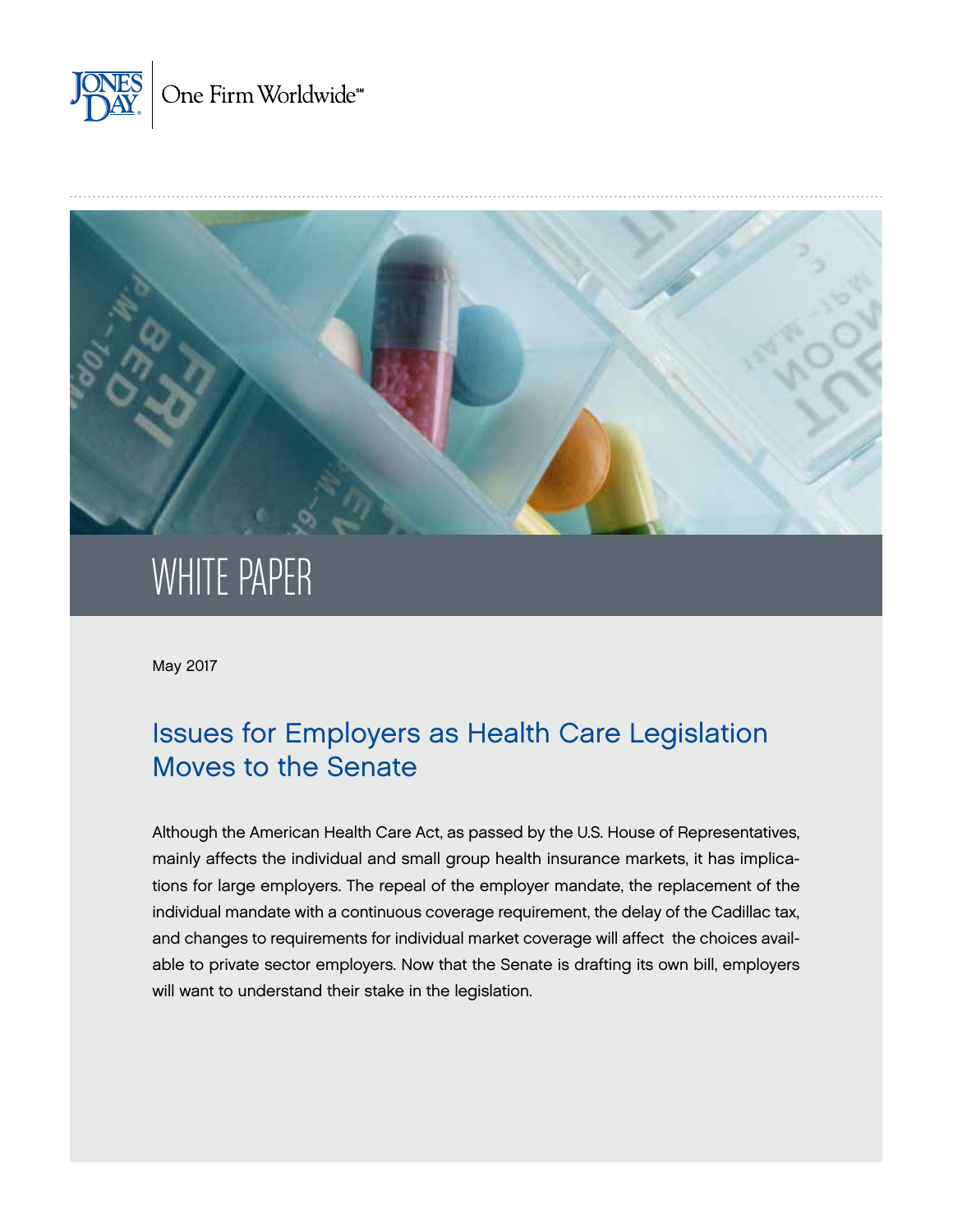JONES DAY

One Firm Worldwide℠

# WHITE PAPER

May 2017

## Issues for Employers as Health Care Legislation Moves to the Senate

Although the American Health Care Act, as passed by the U.S. House of Representatives, mainly affects the individual and small group health insurance markets, it has implications for large employers. The repeal of the employer mandate, the replacement of the individual mandate with a continuous coverage requirement, the delay of the Cadillac tax, and changes to requirements for individual market coverage will affect the choices available to private sector employers. Now that the Senate is drafting its own bill, employers will want to understand their stake in the legislation.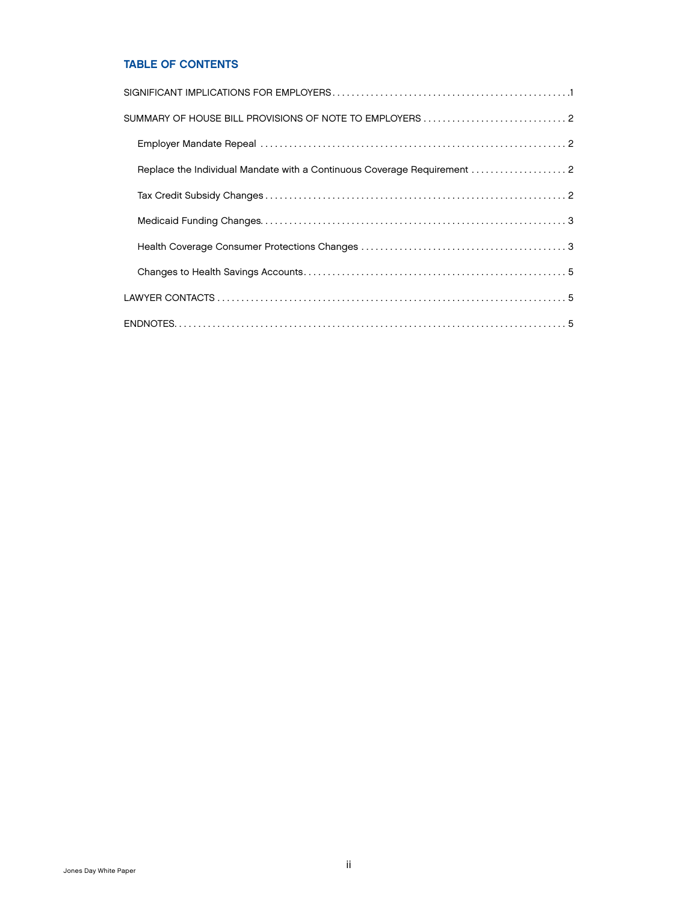## TABLE OF CONTENTS

SIGNIFICANT IMPLICATIONS FOR EMPLOYERS . . . . . . . . . . . . . . . . . . . . . . . . . . . . . . . . . . . . . . . . . . . . . . . . . 1

SUMMARY OF HOUSE BILL PROVISIONS OF NOTE TO EMPLOYERS . . . . . . . . . . . . . . . . . . . . . . . . . . . . . 2

- Employer Mandate Repeal . . . . . . . . . . . . . . . . . . . . . . . . . . . . . . . . . . . . . . . . . . . . . . . . . . . . . . . . . . . . . . . 2
- Replace the Individual Mandate with a Continuous Coverage Requirement . . . . . . . . . . . . . . . . . . . . 2
- Tax Credit Subsidy Changes . . . . . . . . . . . . . . . . . . . . . . . . . . . . . . . . . . . . . . . . . . . . . . . . . . . . . . . . . . . . . 2
- Medicaid Funding Changes . . . . . . . . . . . . . . . . . . . . . . . . . . . . . . . . . . . . . . . . . . . . . . . . . . . . . . . . . . . . . 3
- Health Coverage Consumer Protections Changes . . . . . . . . . . . . . . . . . . . . . . . . . . . . . . . . . . . . . . . . . . 3
- Changes to Health Savings Accounts . . . . . . . . . . . . . . . . . . . . . . . . . . . . . . . . . . . . . . . . . . . . . . . . . . . . . 5

LAWYER CONTACTS . . . . . . . . . . . . . . . . . . . . . . . . . . . . . . . . . . . . . . . . . . . . . . . . . . . . . . . . . . . . . . . . . . . . . . . . 5

ENDNOTES . . . . . . . . . . . . . . . . . . . . . . . . . . . . . . . . . . . . . . . . . . . . . . . . . . . . . . . . . . . . . . . . . . . . . . . . . . . . . . . 5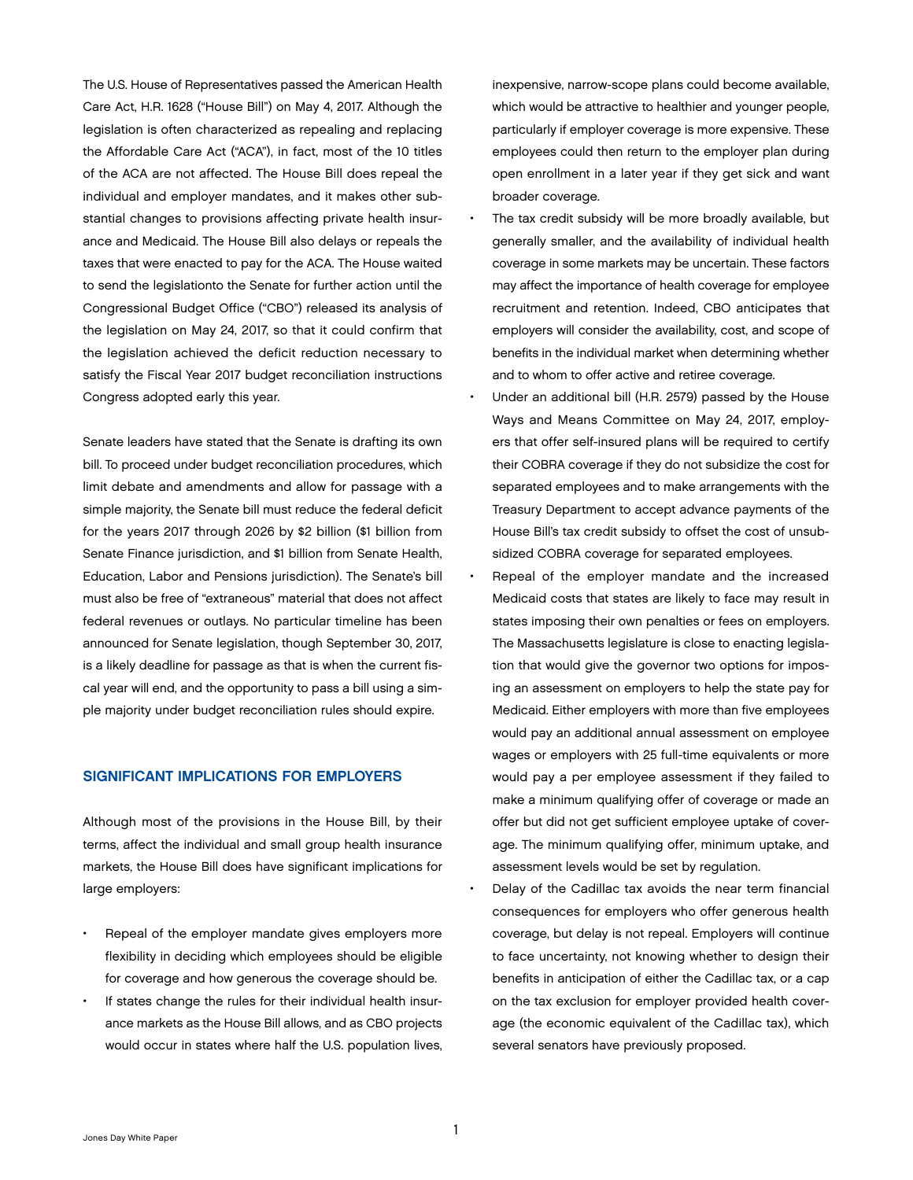The U.S. House of Representatives passed the American Health Care Act, H.R. 1628 ("House Bill") on May 4, 2017. Although the legislation is often characterized as repealing and replacing the Affordable Care Act ("ACA"), in fact, most of the 10 titles of the ACA are not affected. The House Bill does repeal the individual and employer mandates, and it makes other substantial changes to provisions affecting private health insurance and Medicaid. The House Bill also delays or repeals the taxes that were enacted to pay for the ACA. The House waited to send the legislationto the Senate for further action until the Congressional Budget Office ("CBO") released its analysis of the legislation on May 24, 2017, so that it could confirm that the legislation achieved the deficit reduction necessary to satisfy the Fiscal Year 2017 budget reconciliation instructions Congress adopted early this year.

Senate leaders have stated that the Senate is drafting its own bill. To proceed under budget reconciliation procedures, which limit debate and amendments and allow for passage with a simple majority, the Senate bill must reduce the federal deficit for the years 2017 through 2026 by $2 billion ($1 billion from Senate Finance jurisdiction, and $1 billion from Senate Health, Education, Labor and Pensions jurisdiction). The Senate's bill must also be free of "extraneous" material that does not affect federal revenues or outlays. No particular timeline has been announced for Senate legislation, though September 30, 2017, is a likely deadline for passage as that is when the current fiscal year will end, and the opportunity to pass a bill using a simple majority under budget reconciliation rules should expire.

## SIGNIFICANT IMPLICATIONS FOR EMPLOYERS

Although most of the provisions in the House Bill, by their terms, affect the individual and small group health insurance markets, the House Bill does have significant implications for large employers:

- Repeal of the employer mandate gives employers more flexibility in deciding which employees should be eligible for coverage and how generous the coverage should be.
- If states change the rules for their individual health insurance markets as the House Bill allows, and as CBO projects would occur in states where half the U.S. population lives, inexpensive, narrow-scope plans could become available, which would be attractive to healthier and younger people, particularly if employer coverage is more expensive. These employees could then return to the employer plan during open enrollment in a later year if they get sick and want broader coverage.
- The tax credit subsidy will be more broadly available, but generally smaller, and the availability of individual health coverage in some markets may be uncertain. These factors may affect the importance of health coverage for employee recruitment and retention. Indeed, CBO anticipates that employers will consider the availability, cost, and scope of benefits in the individual market when determining whether and to whom to offer active and retiree coverage.
- Under an additional bill (H.R. 2579) passed by the House Ways and Means Committee on May 24, 2017, employers that offer self-insured plans will be required to certify their COBRA coverage if they do not subsidize the cost for separated employees and to make arrangements with the Treasury Department to accept advance payments of the House Bill's tax credit subsidy to offset the cost of unsubsidized COBRA coverage for separated employees.
- Repeal of the employer mandate and the increased Medicaid costs that states are likely to face may result in states imposing their own penalties or fees on employers. The Massachusetts legislature is close to enacting legislation that would give the governor two options for imposing an assessment on employers to help the state pay for Medicaid. Either employers with more than five employees would pay an additional annual assessment on employee wages or employers with 25 full-time equivalents or more would pay a per employee assessment if they failed to make a minimum qualifying offer of coverage or made an offer but did not get sufficient employee uptake of coverage. The minimum qualifying offer, minimum uptake, and assessment levels would be set by regulation.
- Delay of the Cadillac tax avoids the near term financial consequences for employers who offer generous health coverage, but delay is not repeal. Employers will continue to face uncertainty, not knowing whether to design their benefits in anticipation of either the Cadillac tax, or a cap on the tax exclusion for employer provided health coverage (the economic equivalent of the Cadillac tax), which several senators have previously proposed.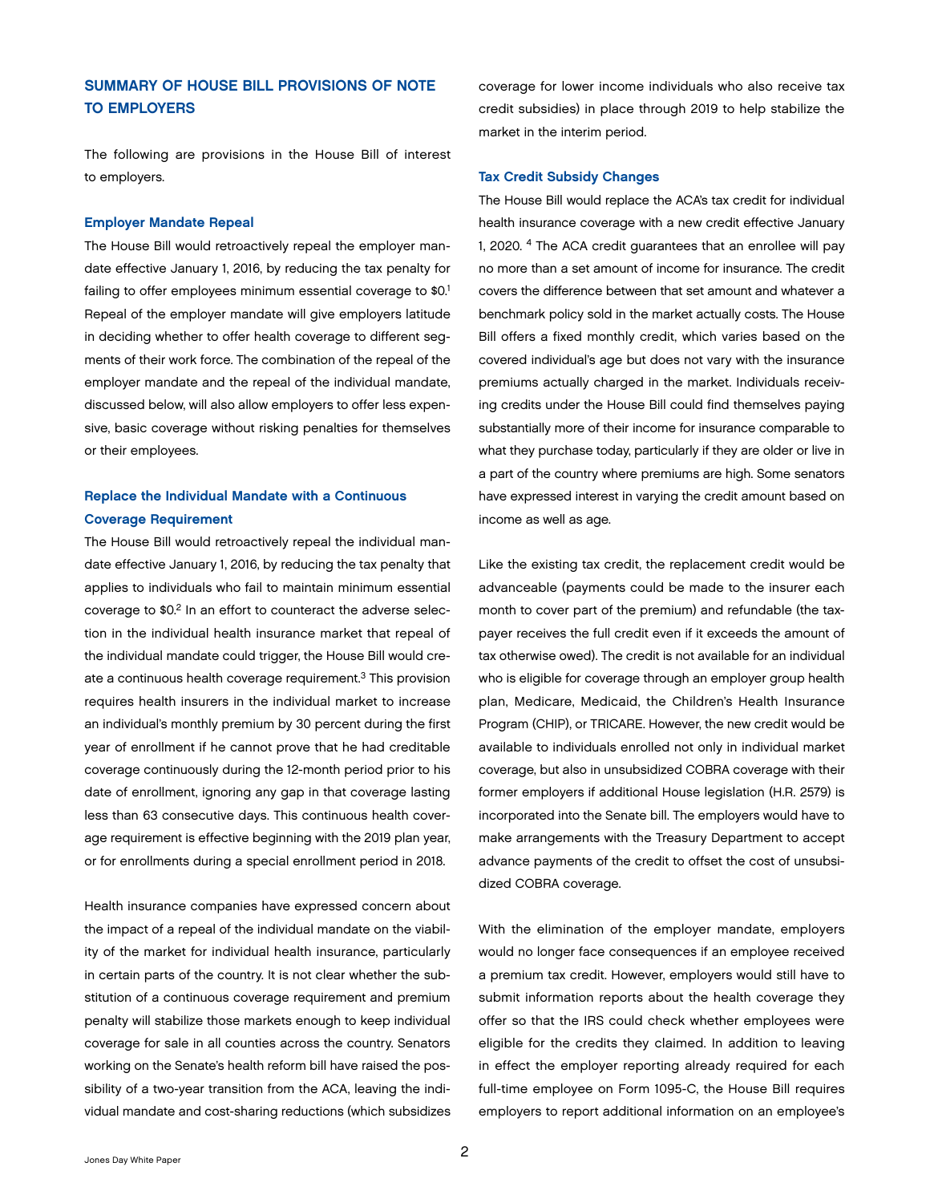## SUMMARY OF HOUSE BILL PROVISIONS OF NOTE TO EMPLOYERS

The following are provisions in the House Bill of interest to employers.

### Employer Mandate Repeal

The House Bill would retroactively repeal the employer mandate effective January 1, 2016, by reducing the tax penalty for failing to offer employees minimum essential coverage to $0.[1] Repeal of the employer mandate will give employers latitude in deciding whether to offer health coverage to different segments of their work force. The combination of the repeal of the employer mandate and the repeal of the individual mandate, discussed below, will also allow employers to offer less expensive, basic coverage without risking penalties for themselves or their employees.

### Replace the Individual Mandate with a Continuous Coverage Requirement

The House Bill would retroactively repeal the individual mandate effective January 1, 2016, by reducing the tax penalty that applies to individuals who fail to maintain minimum essential coverage to $0.[2] In an effort to counteract the adverse selection in the individual health insurance market that repeal of the individual mandate could trigger, the House Bill would create a continuous health coverage requirement.[3] This provision requires health insurers in the individual market to increase an individual's monthly premium by 30 percent during the first year of enrollment if he cannot prove that he had creditable coverage continuously during the 12-month period prior to his date of enrollment, ignoring any gap in that coverage lasting less than 63 consecutive days. This continuous health coverage requirement is effective beginning with the 2019 plan year, or for enrollments during a special enrollment period in 2018.

Health insurance companies have expressed concern about the impact of a repeal of the individual mandate on the viability of the market for individual health insurance, particularly in certain parts of the country. It is not clear whether the substitution of a continuous coverage requirement and premium penalty will stabilize those markets enough to keep individual coverage for sale in all counties across the country. Senators working on the Senate's health reform bill have raised the possibility of a two-year transition from the ACA, leaving the individual mandate and cost-sharing reductions (which subsidizes coverage for lower income individuals who also receive tax credit subsidies) in place through 2019 to help stabilize the market in the interim period.

### Tax Credit Subsidy Changes

The House Bill would replace the ACA's tax credit for individual health insurance coverage with a new credit effective January 1, 2020. [4] The ACA credit guarantees that an enrollee will pay no more than a set amount of income for insurance. The credit covers the difference between that set amount and whatever a benchmark policy sold in the market actually costs. The House Bill offers a fixed monthly credit, which varies based on the covered individual's age but does not vary with the insurance premiums actually charged in the market. Individuals receiving credits under the House Bill could find themselves paying substantially more of their income for insurance comparable to what they purchase today, particularly if they are older or live in a part of the country where premiums are high. Some senators have expressed interest in varying the credit amount based on income as well as age.

Like the existing tax credit, the replacement credit would be advanceable (payments could be made to the insurer each month to cover part of the premium) and refundable (the taxpayer receives the full credit even if it exceeds the amount of tax otherwise owed). The credit is not available for an individual who is eligible for coverage through an employer group health plan, Medicare, Medicaid, the Children's Health Insurance Program (CHIP), or TRICARE. However, the new credit would be available to individuals enrolled not only in individual market coverage, but also in unsubsidized COBRA coverage with their former employers if additional House legislation (H.R. 2579) is incorporated into the Senate bill. The employers would have to make arrangements with the Treasury Department to accept advance payments of the credit to offset the cost of unsubsidized COBRA coverage.

With the elimination of the employer mandate, employers would no longer face consequences if an employee received a premium tax credit. However, employers would still have to submit information reports about the health coverage they offer so that the IRS could check whether employees were eligible for the credits they claimed. In addition to leaving in effect the employer reporting already required for each full-time employee on Form 1095-C, the House Bill requires employers to report additional information on an employee's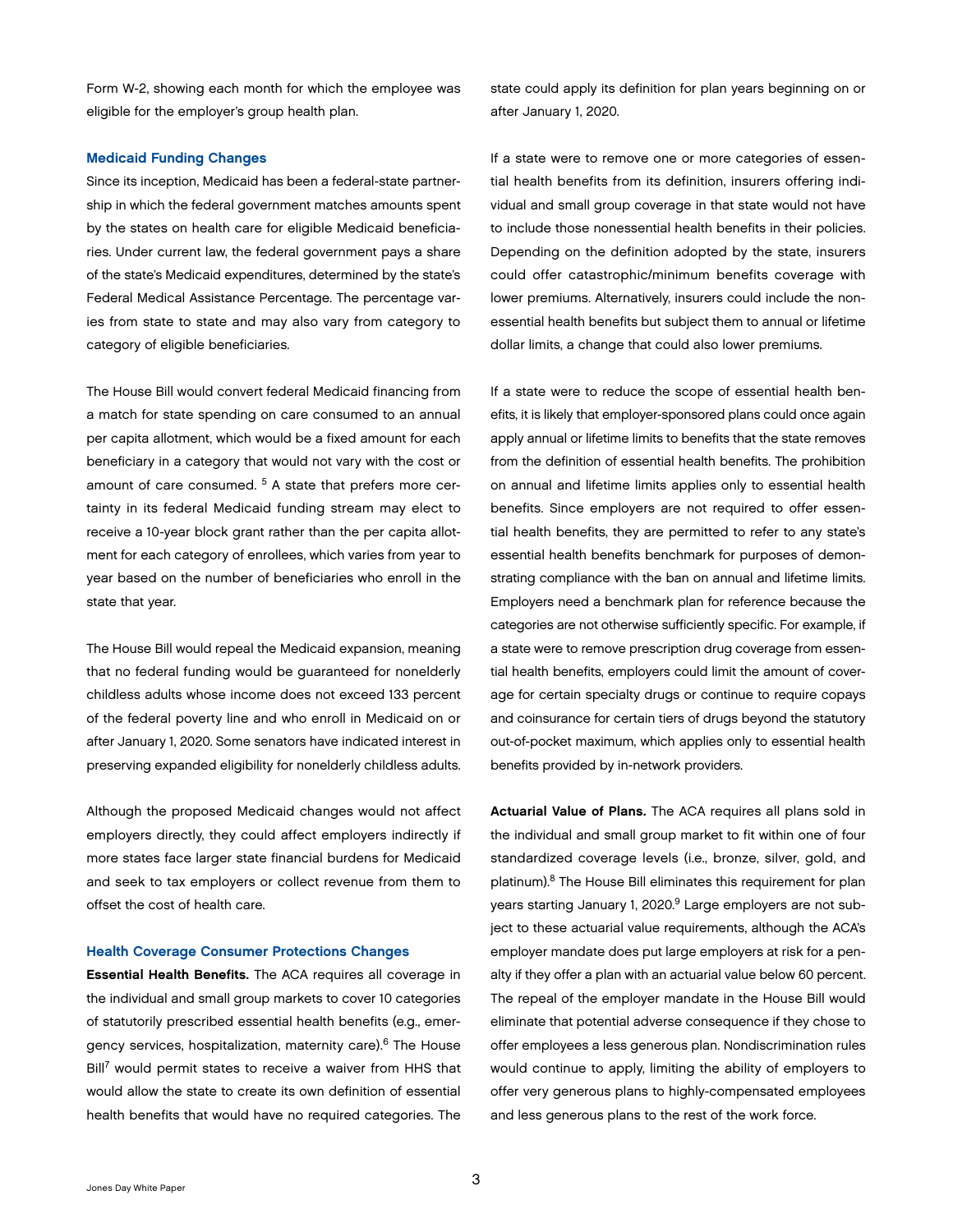Form W-2, showing each month for which the employee was eligible for the employer's group health plan.

### Medicaid Funding Changes

Since its inception, Medicaid has been a federal-state partnership in which the federal government matches amounts spent by the states on health care for eligible Medicaid beneficiaries. Under current law, the federal government pays a share of the state's Medicaid expenditures, determined by the state's Federal Medical Assistance Percentage. The percentage varies from state to state and may also vary from category to category of eligible beneficiaries.

The House Bill would convert federal Medicaid financing from a match for state spending on care consumed to an annual per capita allotment, which would be a fixed amount for each beneficiary in a category that would not vary with the cost or amount of care consumed. [5] A state that prefers more certainty in its federal Medicaid funding stream may elect to receive a 10-year block grant rather than the per capita allotment for each category of enrollees, which varies from year to year based on the number of beneficiaries who enroll in the state that year.

The House Bill would repeal the Medicaid expansion, meaning that no federal funding would be guaranteed for nonelderly childless adults whose income does not exceed 133 percent of the federal poverty line and who enroll in Medicaid on or after January 1, 2020. Some senators have indicated interest in preserving expanded eligibility for nonelderly childless adults.

Although the proposed Medicaid changes would not affect employers directly, they could affect employers indirectly if more states face larger state financial burdens for Medicaid and seek to tax employers or collect revenue from them to offset the cost of health care.

### Health Coverage Consumer Protections Changes

**Essential Health Benefits.** The ACA requires all coverage in the individual and small group markets to cover 10 categories of statutorily prescribed essential health benefits (e.g., emergency services, hospitalization, maternity care).[6] The House Bill[7] would permit states to receive a waiver from HHS that would allow the state to create its own definition of essential health benefits that would have no required categories. The state could apply its definition for plan years beginning on or after January 1, 2020.

If a state were to remove one or more categories of essential health benefits from its definition, insurers offering individual and small group coverage in that state would not have to include those nonessential health benefits in their policies. Depending on the definition adopted by the state, insurers could offer catastrophic/minimum benefits coverage with lower premiums. Alternatively, insurers could include the nonessential health benefits but subject them to annual or lifetime dollar limits, a change that could also lower premiums.

If a state were to reduce the scope of essential health benefits, it is likely that employer-sponsored plans could once again apply annual or lifetime limits to benefits that the state removes from the definition of essential health benefits. The prohibition on annual and lifetime limits applies only to essential health benefits. Since employers are not required to offer essential health benefits, they are permitted to refer to any state's essential health benefits benchmark for purposes of demonstrating compliance with the ban on annual and lifetime limits. Employers need a benchmark plan for reference because the categories are not otherwise sufficiently specific. For example, if a state were to remove prescription drug coverage from essential health benefits, employers could limit the amount of coverage for certain specialty drugs or continue to require copays and coinsurance for certain tiers of drugs beyond the statutory out-of-pocket maximum, which applies only to essential health benefits provided by in-network providers.

**Actuarial Value of Plans.** The ACA requires all plans sold in the individual and small group market to fit within one of four standardized coverage levels (i.e., bronze, silver, gold, and platinum).[8] The House Bill eliminates this requirement for plan years starting January 1, 2020.[9] Large employers are not subject to these actuarial value requirements, although the ACA's employer mandate does put large employers at risk for a penalty if they offer a plan with an actuarial value below 60 percent. The repeal of the employer mandate in the House Bill would eliminate that potential adverse consequence if they chose to offer employees a less generous plan. Nondiscrimination rules would continue to apply, limiting the ability of employers to offer very generous plans to highly-compensated employees and less generous plans to the rest of the work force.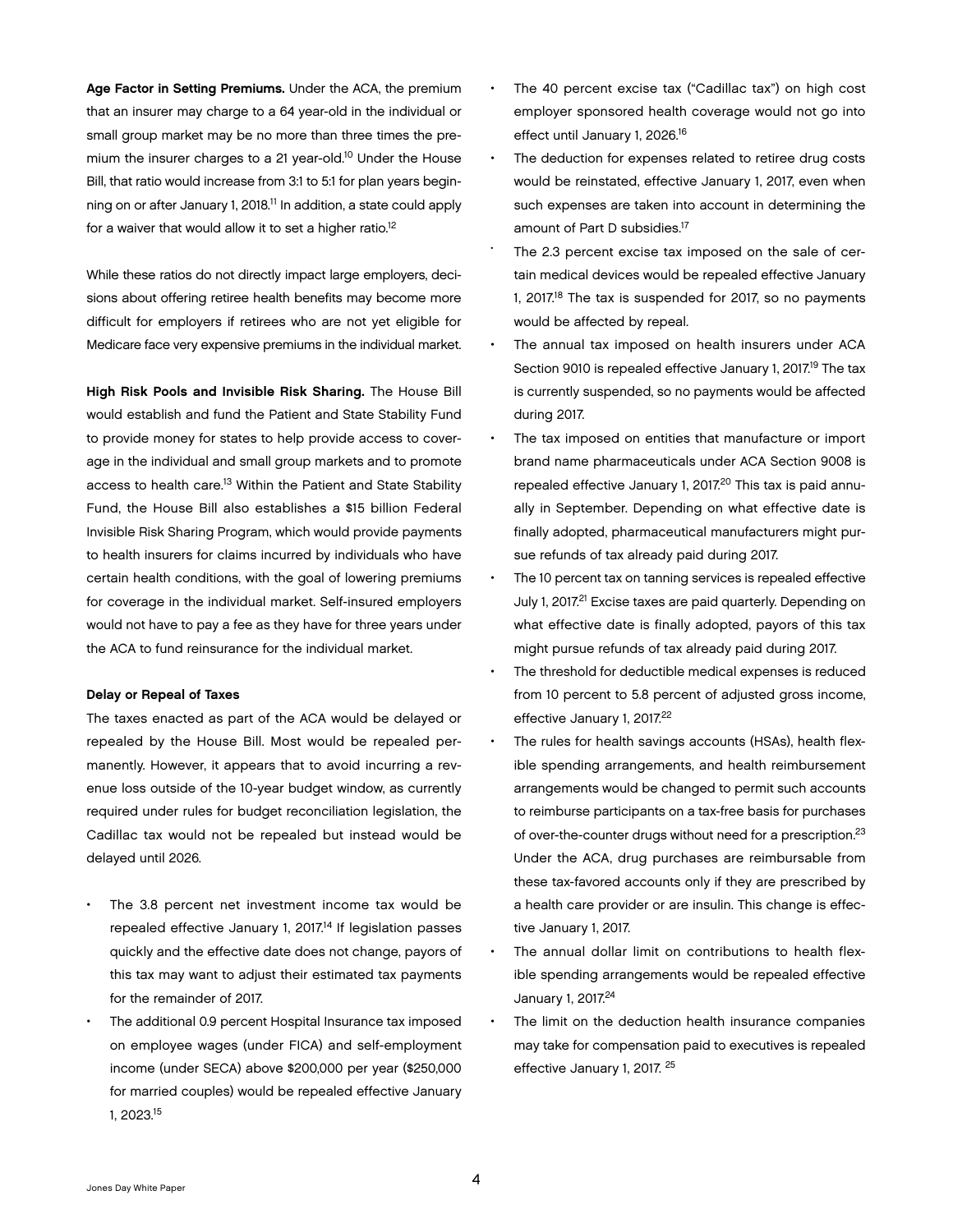**Age Factor in Setting Premiums.** Under the ACA, the premium that an insurer may charge to a 64 year-old in the individual or small group market may be no more than three times the premium the insurer charges to a 21 year-old.[10] Under the House Bill, that ratio would increase from 3:1 to 5:1 for plan years beginning on or after January 1, 2018.[11] In addition, a state could apply for a waiver that would allow it to set a higher ratio.[12]

While these ratios do not directly impact large employers, decisions about offering retiree health benefits may become more difficult for employers if retirees who are not yet eligible for Medicare face very expensive premiums in the individual market.

**High Risk Pools and Invisible Risk Sharing.** The House Bill would establish and fund the Patient and State Stability Fund to provide money for states to help provide access to coverage in the individual and small group markets and to promote access to health care.[13] Within the Patient and State Stability Fund, the House Bill also establishes a $15 billion Federal Invisible Risk Sharing Program, which would provide payments to health insurers for claims incurred by individuals who have certain health conditions, with the goal of lowering premiums for coverage in the individual market. Self-insured employers would not have to pay a fee as they have for three years under the ACA to fund reinsurance for the individual market.

**Delay or Repeal of Taxes**

The taxes enacted as part of the ACA would be delayed or repealed by the House Bill. Most would be repealed permanently. However, it appears that to avoid incurring a revenue loss outside of the 10-year budget window, as currently required under rules for budget reconciliation legislation, the Cadillac tax would not be repealed but instead would be delayed until 2026.

- The 3.8 percent net investment income tax would be repealed effective January 1, 2017.[14] If legislation passes quickly and the effective date does not change, payors of this tax may want to adjust their estimated tax payments for the remainder of 2017.
- The additional 0.9 percent Hospital Insurance tax imposed on employee wages (under FICA) and self-employment income (under SECA) above $200,000 per year ($250,000 for married couples) would be repealed effective January 1, 2023.[15]
- The 40 percent excise tax ("Cadillac tax") on high cost employer sponsored health coverage would not go into effect until January 1, 2026.[16]
- The deduction for expenses related to retiree drug costs would be reinstated, effective January 1, 2017, even when such expenses are taken into account in determining the amount of Part D subsidies.[17]
- The 2.3 percent excise tax imposed on the sale of certain medical devices would be repealed effective January 1, 2017.[18] The tax is suspended for 2017, so no payments would be affected by repeal.
- The annual tax imposed on health insurers under ACA Section 9010 is repealed effective January 1, 2017.[19] The tax is currently suspended, so no payments would be affected during 2017.
- The tax imposed on entities that manufacture or import brand name pharmaceuticals under ACA Section 9008 is repealed effective January 1, 2017.[20] This tax is paid annually in September. Depending on what effective date is finally adopted, pharmaceutical manufacturers might pursue refunds of tax already paid during 2017.
- The 10 percent tax on tanning services is repealed effective July 1, 2017.[21] Excise taxes are paid quarterly. Depending on what effective date is finally adopted, payors of this tax might pursue refunds of tax already paid during 2017.
- The threshold for deductible medical expenses is reduced from 10 percent to 5.8 percent of adjusted gross income, effective January 1, 2017.[22]
- The rules for health savings accounts (HSAs), health flexible spending arrangements, and health reimbursement arrangements would be changed to permit such accounts to reimburse participants on a tax-free basis for purchases of over-the-counter drugs without need for a prescription.[23] Under the ACA, drug purchases are reimbursable from these tax-favored accounts only if they are prescribed by a health care provider or are insulin. This change is effective January 1, 2017.
- The annual dollar limit on contributions to health flexible spending arrangements would be repealed effective January 1, 2017.[24]
- The limit on the deduction health insurance companies may take for compensation paid to executives is repealed effective January 1, 2017.[25]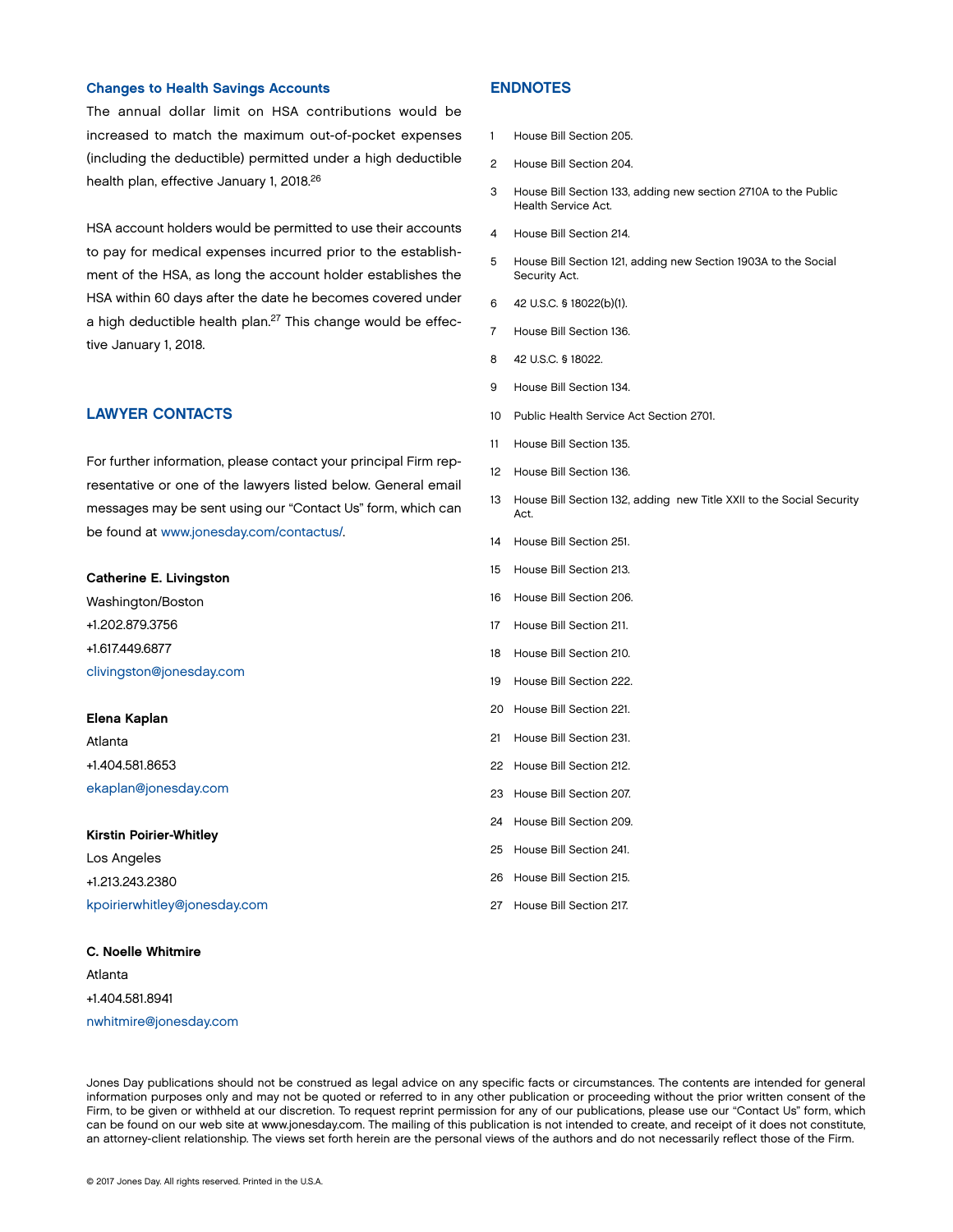### Changes to Health Savings Accounts

The annual dollar limit on HSA contributions would be increased to match the maximum out-of-pocket expenses (including the deductible) permitted under a high deductible health plan, effective January 1, 2018.[26]

HSA account holders would be permitted to use their accounts to pay for medical expenses incurred prior to the establishment of the HSA, as long the account holder establishes the HSA within 60 days after the date he becomes covered under a high deductible health plan.[27] This change would be effective January 1, 2018.

## LAWYER CONTACTS

For further information, please contact your principal Firm representative or one of the lawyers listed below. General email messages may be sent using our "Contact Us" form, which can be found at www.jonesday.com/contactus/.

**Catherine E. Livingston**
Washington/Boston
+1.202.879.3756
+1.617.449.6877
clivingston@jonesday.com

**Elena Kaplan**
Atlanta
+1.404.581.8653
ekaplan@jonesday.com

**Kirstin Poirier-Whitley**
Los Angeles
+1.213.243.2380
kpoirierwhitley@jonesday.com

**C. Noelle Whitmire**
Atlanta
+1.404.581.8941
nwhitmire@jonesday.com

## ENDNOTES

1. House Bill Section 205.
2. House Bill Section 204.
3. House Bill Section 133, adding new section 2710A to the Public Health Service Act.
4. House Bill Section 214.
5. House Bill Section 121, adding new Section 1903A to the Social Security Act.
6. 42 U.S.C. § 18022(b)(1).
7. House Bill Section 136.
8. 42 U.S.C. § 18022.
9. House Bill Section 134.
10. Public Health Service Act Section 2701.
11. House Bill Section 135.
12. House Bill Section 136.
13. House Bill Section 132, adding new Title XXII to the Social Security Act.
14. House Bill Section 251.
15. House Bill Section 213.
16. House Bill Section 206.
17. House Bill Section 211.
18. House Bill Section 210.
19. House Bill Section 222.
20. House Bill Section 221.
21. House Bill Section 231.
22. House Bill Section 212.
23. House Bill Section 207.
24. House Bill Section 209.
25. House Bill Section 241.
26. House Bill Section 215.
27. House Bill Section 217.

Jones Day publications should not be construed as legal advice on any specific facts or circumstances. The contents are intended for general information purposes only and may not be quoted or referred to in any other publication or proceeding without the prior written consent of the Firm, to be given or withheld at our discretion. To request reprint permission for any of our publications, please use our "Contact Us" form, which can be found on our web site at www.jonesday.com. The mailing of this publication is not intended to create, and receipt of it does not constitute, an attorney-client relationship. The views set forth herein are the personal views of the authors and do not necessarily reflect those of the Firm.

© 2017 Jones Day. All rights reserved. Printed in the U.S.A.